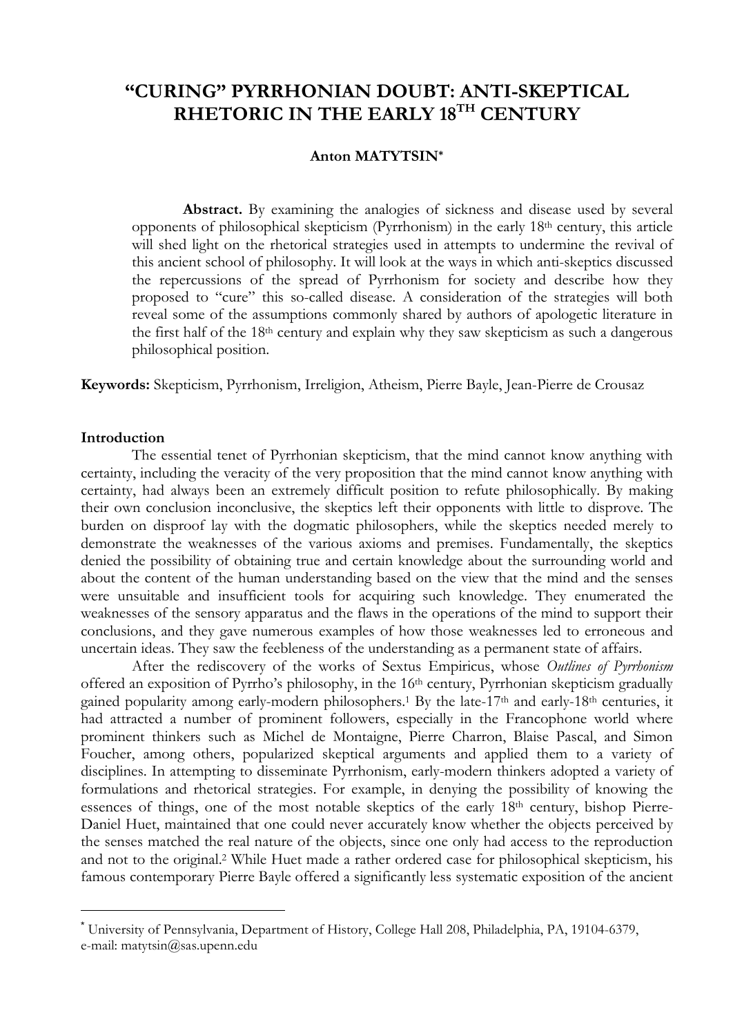# "CURING" PYRRHONIAN DOUBT: ANTI-SKEPTICAL RHETORIC IN THE EARLY 18TH CENTURY

**Anton MATYTSIN***

**Abstract.** By examining the analogies of sickness and disease used by several opponents of philosophical skepticism (Pyrrhonism) in the early 18th century, this article will shed light on the rhetorical strategies used in attempts to undermine the revival of this ancient school of philosophy. It will look at the ways in which anti-skeptics discussed the repercussions of the spread of Pyrrhonism for society and describe how they proposed to "cure" this so-called disease. A consideration of the strategies will both reveal some of the assumptions commonly shared by authors of apologetic literature in the first half of the 18th century and explain why they saw skepticism as such a dangerous philosophical position.

**Keywords:** Skepticism, Pyrrhonism, Irreligion, Atheism, Pierre Bayle, Jean-Pierre de Crousaz

## Introduction

The essential tenet of Pyrrhonian skepticism, that the mind cannot know anything with certainty, including the veracity of the very proposition that the mind cannot know anything with certainty, had always been an extremely difficult position to refute philosophically. By making their own conclusion inconclusive, the skeptics left their opponents with little to disprove. The burden on disproof lay with the dogmatic philosophers, while the skeptics needed merely to demonstrate the weaknesses of the various axioms and premises. Fundamentally, the skeptics denied the possibility of obtaining true and certain knowledge about the surrounding world and about the content of the human understanding based on the view that the mind and the senses were unsuitable and insufficient tools for acquiring such knowledge. They enumerated the weaknesses of the sensory apparatus and the flaws in the operations of the mind to support their conclusions, and they gave numerous examples of how those weaknesses led to erroneous and uncertain ideas. They saw the feebleness of the understanding as a permanent state of affairs.

After the rediscovery of the works of Sextus Empiricus, whose *Outlines of Pyrrhonism* offered an exposition of Pyrrho's philosophy, in the 16th century, Pyrrhonian skepticism gradually gained popularity among early-modern philosophers.[1] By the late-17th and early-18th centuries, it had attracted a number of prominent followers, especially in the Francophone world where prominent thinkers such as Michel de Montaigne, Pierre Charron, Blaise Pascal, and Simon Foucher, among others, popularized skeptical arguments and applied them to a variety of disciplines. In attempting to disseminate Pyrrhonism, early-modern thinkers adopted a variety of formulations and rhetorical strategies. For example, in denying the possibility of knowing the essences of things, one of the most notable skeptics of the early 18th century, bishop Pierre-Daniel Huet, maintained that one could never accurately know whether the objects perceived by the senses matched the real nature of the objects, since one only had access to the reproduction and not to the original.[2] While Huet made a rather ordered case for philosophical skepticism, his famous contemporary Pierre Bayle offered a significantly less systematic exposition of the ancient

---

* University of Pennsylvania, Department of History, College Hall 208, Philadelphia, PA, 19104-6379, e-mail: matytsin@sas.upenn.edu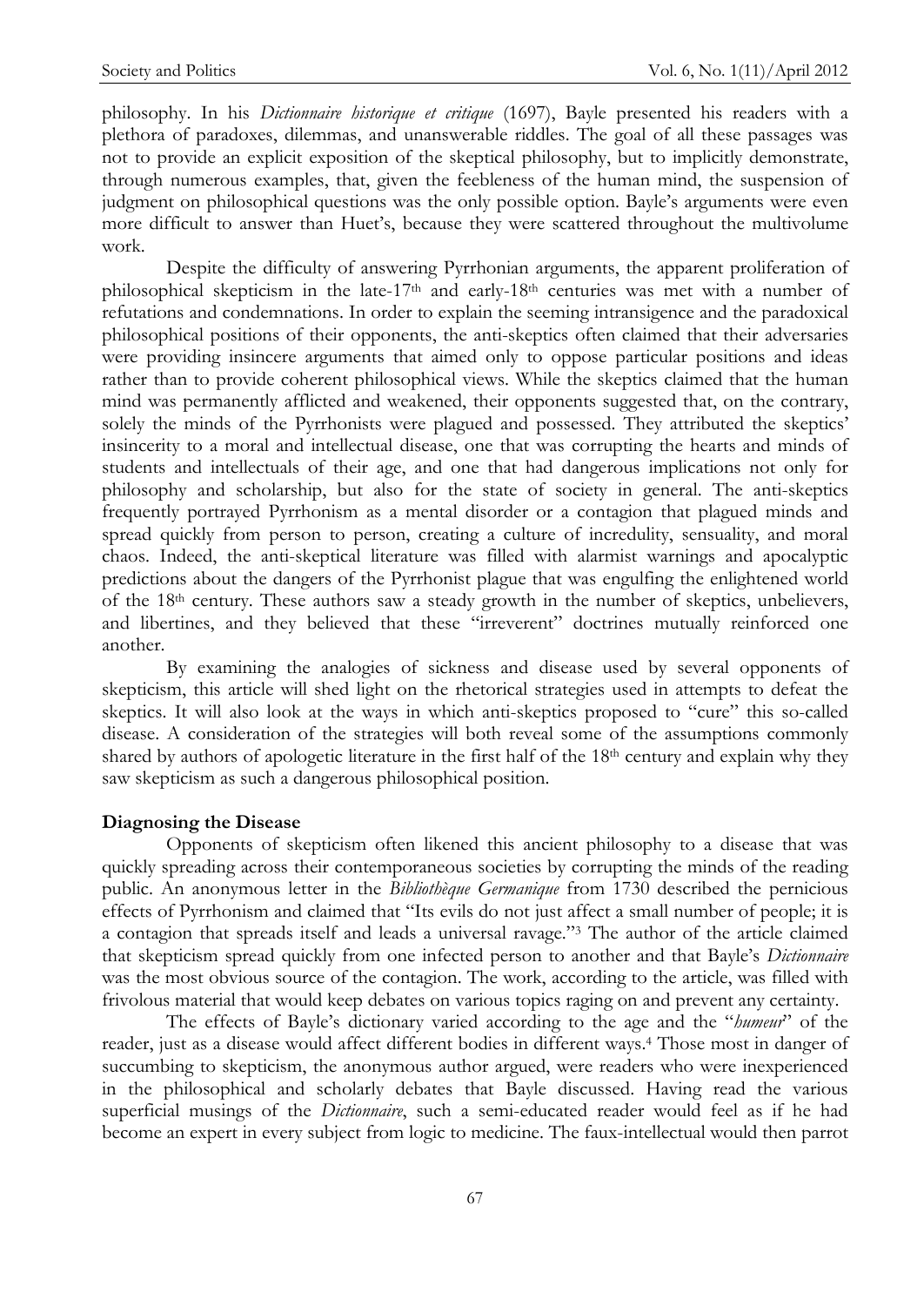philosophy. In his *Dictionnaire historique et critique* (1697), Bayle presented his readers with a plethora of paradoxes, dilemmas, and unanswerable riddles. The goal of all these passages was not to provide an explicit exposition of the skeptical philosophy, but to implicitly demonstrate, through numerous examples, that, given the feebleness of the human mind, the suspension of judgment on philosophical questions was the only possible option. Bayle's arguments were even more difficult to answer than Huet's, because they were scattered throughout the multivolume work.

Despite the difficulty of answering Pyrrhonian arguments, the apparent proliferation of philosophical skepticism in the late-17th and early-18th centuries was met with a number of refutations and condemnations. In order to explain the seeming intransigence and the paradoxical philosophical positions of their opponents, the anti-skeptics often claimed that their adversaries were providing insincere arguments that aimed only to oppose particular positions and ideas rather than to provide coherent philosophical views. While the skeptics claimed that the human mind was permanently afflicted and weakened, their opponents suggested that, on the contrary, solely the minds of the Pyrrhonists were plagued and possessed. They attributed the skeptics' insincerity to a moral and intellectual disease, one that was corrupting the hearts and minds of students and intellectuals of their age, and one that had dangerous implications not only for philosophy and scholarship, but also for the state of society in general. The anti-skeptics frequently portrayed Pyrrhonism as a mental disorder or a contagion that plagued minds and spread quickly from person to person, creating a culture of incredulity, sensuality, and moral chaos. Indeed, the anti-skeptical literature was filled with alarmist warnings and apocalyptic predictions about the dangers of the Pyrrhonist plague that was engulfing the enlightened world of the 18th century. These authors saw a steady growth in the number of skeptics, unbelievers, and libertines, and they believed that these "irreverent" doctrines mutually reinforced one another.

By examining the analogies of sickness and disease used by several opponents of skepticism, this article will shed light on the rhetorical strategies used in attempts to defeat the skeptics. It will also look at the ways in which anti-skeptics proposed to "cure" this so-called disease. A consideration of the strategies will both reveal some of the assumptions commonly shared by authors of apologetic literature in the first half of the 18th century and explain why they saw skepticism as such a dangerous philosophical position.

## Diagnosing the Disease

Opponents of skepticism often likened this ancient philosophy to a disease that was quickly spreading across their contemporaneous societies by corrupting the minds of the reading public. An anonymous letter in the *Bibliothèque Germanique* from 1730 described the pernicious effects of Pyrrhonism and claimed that "Its evils do not just affect a small number of people; it is a contagion that spreads itself and leads a universal ravage."[3] The author of the article claimed that skepticism spread quickly from one infected person to another and that Bayle's *Dictionnaire* was the most obvious source of the contagion. The work, according to the article, was filled with frivolous material that would keep debates on various topics raging on and prevent any certainty.

The effects of Bayle's dictionary varied according to the age and the "*humeur*" of the reader, just as a disease would affect different bodies in different ways.[4] Those most in danger of succumbing to skepticism, the anonymous author argued, were readers who were inexperienced in the philosophical and scholarly debates that Bayle discussed. Having read the various superficial musings of the *Dictionnaire*, such a semi-educated reader would feel as if he had become an expert in every subject from logic to medicine. The faux-intellectual would then parrot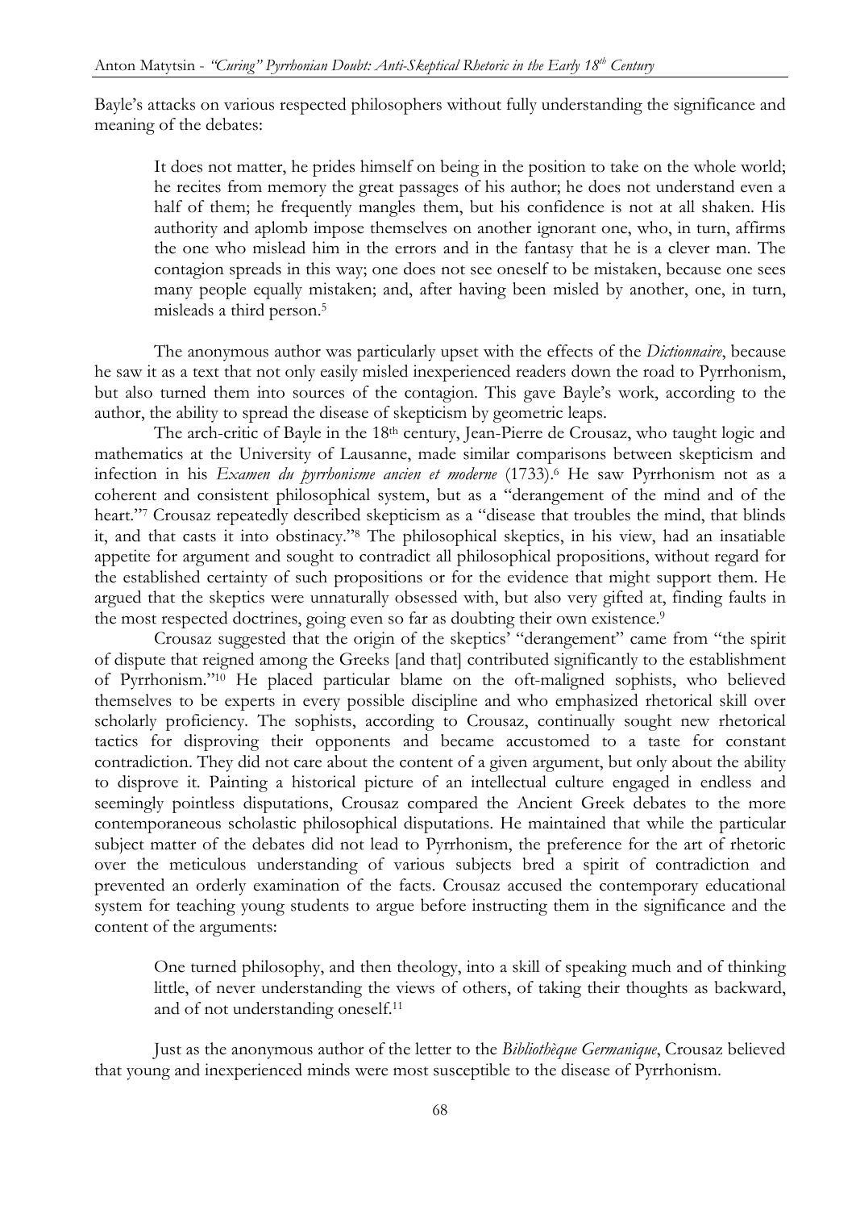Bayle's attacks on various respected philosophers without fully understanding the significance and meaning of the debates:

> It does not matter, he prides himself on being in the position to take on the whole world; he recites from memory the great passages of his author; he does not understand even a half of them; he frequently mangles them, but his confidence is not at all shaken. His authority and aplomb impose themselves on another ignorant one, who, in turn, affirms the one who mislead him in the errors and in the fantasy that he is a clever man. The contagion spreads in this way; one does not see oneself to be mistaken, because one sees many people equally mistaken; and, after having been misled by another, one, in turn, misleads a third person.[5]

The anonymous author was particularly upset with the effects of the *Dictionnaire*, because he saw it as a text that not only easily misled inexperienced readers down the road to Pyrrhonism, but also turned them into sources of the contagion. This gave Bayle's work, according to the author, the ability to spread the disease of skepticism by geometric leaps.

The arch-critic of Bayle in the 18th century, Jean-Pierre de Crousaz, who taught logic and mathematics at the University of Lausanne, made similar comparisons between skepticism and infection in his *Examen du pyrrhonisme ancien et moderne* (1733).[6] He saw Pyrrhonism not as a coherent and consistent philosophical system, but as a "derangement of the mind and of the heart."[7] Crousaz repeatedly described skepticism as a "disease that troubles the mind, that blinds it, and that casts it into obstinacy."[8] The philosophical skeptics, in his view, had an insatiable appetite for argument and sought to contradict all philosophical propositions, without regard for the established certainty of such propositions or for the evidence that might support them. He argued that the skeptics were unnaturally obsessed with, but also very gifted at, finding faults in the most respected doctrines, going even so far as doubting their own existence.[9]

Crousaz suggested that the origin of the skeptics' "derangement" came from "the spirit of dispute that reigned among the Greeks [and that] contributed significantly to the establishment of Pyrrhonism."[10] He placed particular blame on the oft-maligned sophists, who believed themselves to be experts in every possible discipline and who emphasized rhetorical skill over scholarly proficiency. The sophists, according to Crousaz, continually sought new rhetorical tactics for disproving their opponents and became accustomed to a taste for constant contradiction. They did not care about the content of a given argument, but only about the ability to disprove it. Painting a historical picture of an intellectual culture engaged in endless and seemingly pointless disputations, Crousaz compared the Ancient Greek debates to the more contemporaneous scholastic philosophical disputations. He maintained that while the particular subject matter of the debates did not lead to Pyrrhonism, the preference for the art of rhetoric over the meticulous understanding of various subjects bred a spirit of contradiction and prevented an orderly examination of the facts. Crousaz accused the contemporary educational system for teaching young students to argue before instructing them in the significance and the content of the arguments:

> One turned philosophy, and then theology, into a skill of speaking much and of thinking little, of never understanding the views of others, of taking their thoughts as backward, and of not understanding oneself.[11]

Just as the anonymous author of the letter to the *Bibliothèque Germanique*, Crousaz believed that young and inexperienced minds were most susceptible to the disease of Pyrrhonism.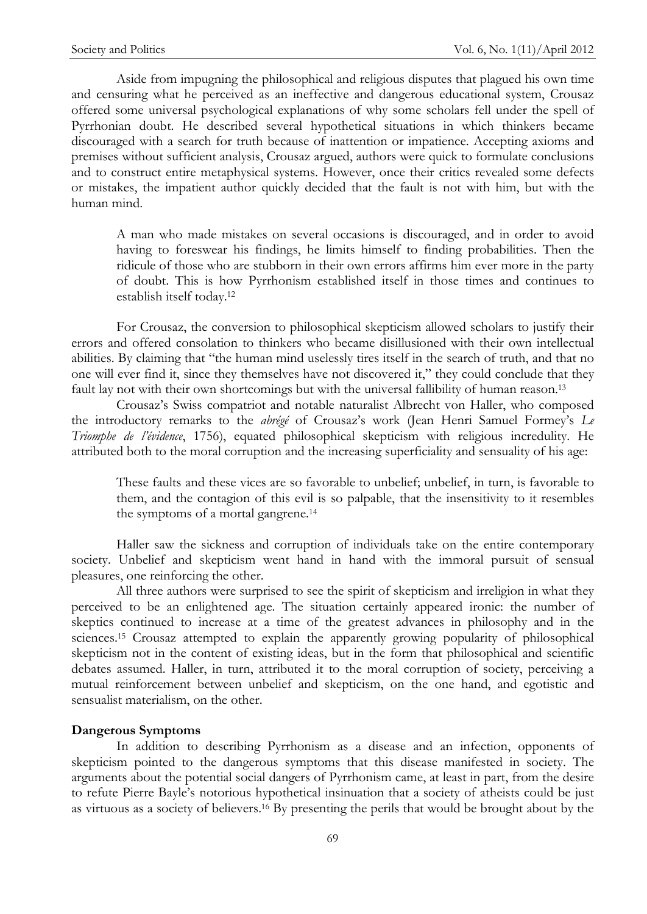Aside from impugning the philosophical and religious disputes that plagued his own time and censuring what he perceived as an ineffective and dangerous educational system, Crousaz offered some universal psychological explanations of why some scholars fell under the spell of Pyrrhonian doubt. He described several hypothetical situations in which thinkers became discouraged with a search for truth because of inattention or impatience. Accepting axioms and premises without sufficient analysis, Crousaz argued, authors were quick to formulate conclusions and to construct entire metaphysical systems. However, once their critics revealed some defects or mistakes, the impatient author quickly decided that the fault is not with him, but with the human mind.

> A man who made mistakes on several occasions is discouraged, and in order to avoid having to foreswear his findings, he limits himself to finding probabilities. Then the ridicule of those who are stubborn in their own errors affirms him ever more in the party of doubt. This is how Pyrrhonism established itself in those times and continues to establish itself today.[12]

For Crousaz, the conversion to philosophical skepticism allowed scholars to justify their errors and offered consolation to thinkers who became disillusioned with their own intellectual abilities. By claiming that "the human mind uselessly tires itself in the search of truth, and that no one will ever find it, since they themselves have not discovered it," they could conclude that they fault lay not with their own shortcomings but with the universal fallibility of human reason.[13]

Crousaz's Swiss compatriot and notable naturalist Albrecht von Haller, who composed the introductory remarks to the *abrégé* of Crousaz's work (Jean Henri Samuel Formey's *Le Triomphe de l'évidence*, 1756), equated philosophical skepticism with religious incredulity. He attributed both to the moral corruption and the increasing superficiality and sensuality of his age:

> These faults and these vices are so favorable to unbelief; unbelief, in turn, is favorable to them, and the contagion of this evil is so palpable, that the insensitivity to it resembles the symptoms of a mortal gangrene.[14]

Haller saw the sickness and corruption of individuals take on the entire contemporary society. Unbelief and skepticism went hand in hand with the immoral pursuit of sensual pleasures, one reinforcing the other.

All three authors were surprised to see the spirit of skepticism and irreligion in what they perceived to be an enlightened age. The situation certainly appeared ironic: the number of skeptics continued to increase at a time of the greatest advances in philosophy and in the sciences.[15] Crousaz attempted to explain the apparently growing popularity of philosophical skepticism not in the content of existing ideas, but in the form that philosophical and scientific debates assumed. Haller, in turn, attributed it to the moral corruption of society, perceiving a mutual reinforcement between unbelief and skepticism, on the one hand, and egotistic and sensualist materialism, on the other.

**Dangerous Symptoms**

In addition to describing Pyrrhonism as a disease and an infection, opponents of skepticism pointed to the dangerous symptoms that this disease manifested in society. The arguments about the potential social dangers of Pyrrhonism came, at least in part, from the desire to refute Pierre Bayle's notorious hypothetical insinuation that a society of atheists could be just as virtuous as a society of believers.[16] By presenting the perils that would be brought about by the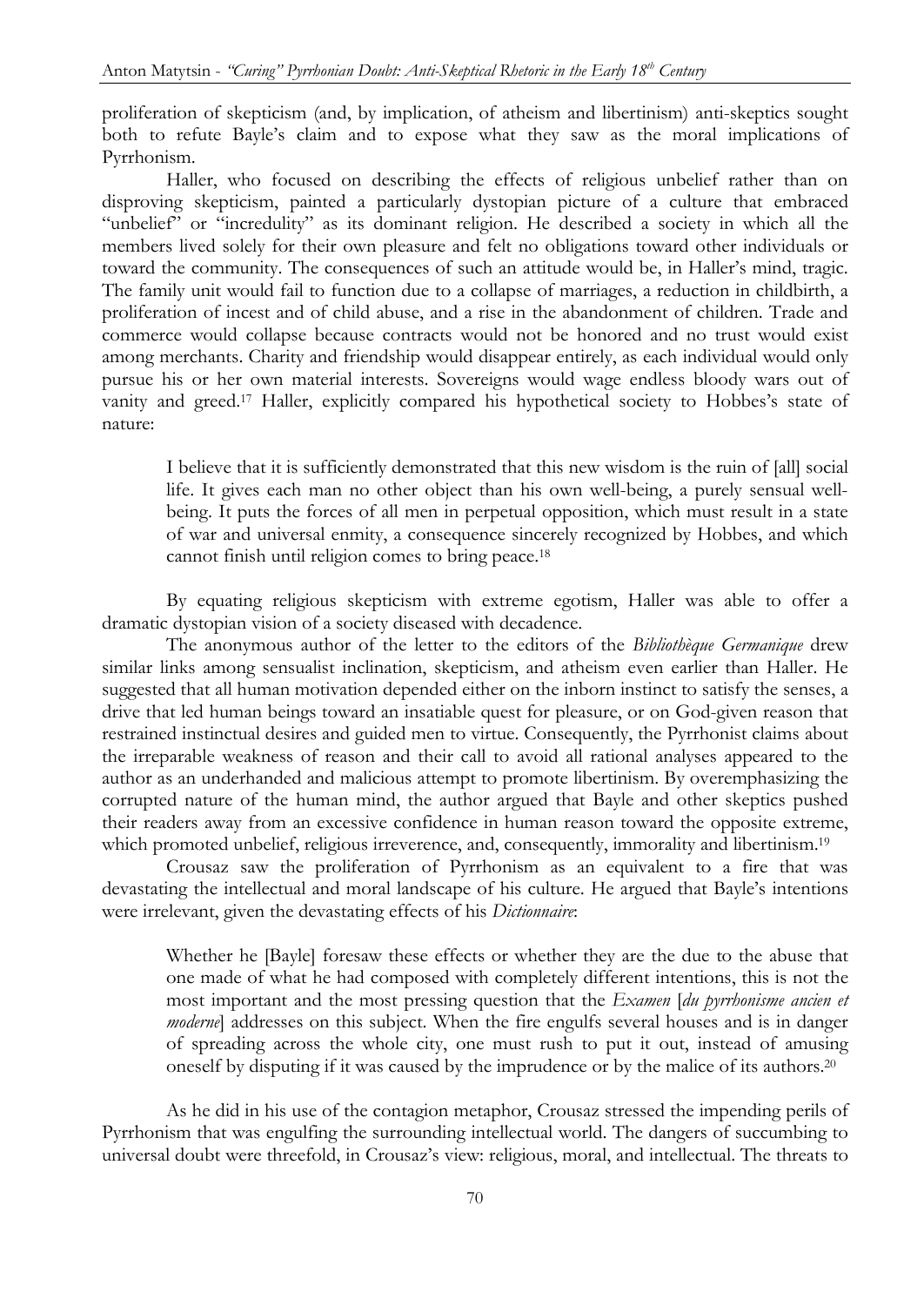proliferation of skepticism (and, by implication, of atheism and libertinism) anti-skeptics sought both to refute Bayle's claim and to expose what they saw as the moral implications of Pyrrhonism.

Haller, who focused on describing the effects of religious unbelief rather than on disproving skepticism, painted a particularly dystopian picture of a culture that embraced "unbelief" or "incredulity" as its dominant religion. He described a society in which all the members lived solely for their own pleasure and felt no obligations toward other individuals or toward the community. The consequences of such an attitude would be, in Haller's mind, tragic. The family unit would fail to function due to a collapse of marriages, a reduction in childbirth, a proliferation of incest and of child abuse, and a rise in the abandonment of children. Trade and commerce would collapse because contracts would not be honored and no trust would exist among merchants. Charity and friendship would disappear entirely, as each individual would only pursue his or her own material interests. Sovereigns would wage endless bloody wars out of vanity and greed.[17] Haller, explicitly compared his hypothetical society to Hobbes's state of nature:

> I believe that it is sufficiently demonstrated that this new wisdom is the ruin of [all] social life. It gives each man no other object than his own well-being, a purely sensual well-being. It puts the forces of all men in perpetual opposition, which must result in a state of war and universal enmity, a consequence sincerely recognized by Hobbes, and which cannot finish until religion comes to bring peace.[18]

By equating religious skepticism with extreme egotism, Haller was able to offer a dramatic dystopian vision of a society diseased with decadence.

The anonymous author of the letter to the editors of the *Bibliothèque Germanique* drew similar links among sensualist inclination, skepticism, and atheism even earlier than Haller. He suggested that all human motivation depended either on the inborn instinct to satisfy the senses, a drive that led human beings toward an insatiable quest for pleasure, or on God-given reason that restrained instinctual desires and guided men to virtue. Consequently, the Pyrrhonist claims about the irreparable weakness of reason and their call to avoid all rational analyses appeared to the author as an underhanded and malicious attempt to promote libertinism. By overemphasizing the corrupted nature of the human mind, the author argued that Bayle and other skeptics pushed their readers away from an excessive confidence in human reason toward the opposite extreme, which promoted unbelief, religious irreverence, and, consequently, immorality and libertinism.[19]

Crousaz saw the proliferation of Pyrrhonism as an equivalent to a fire that was devastating the intellectual and moral landscape of his culture. He argued that Bayle's intentions were irrelevant, given the devastating effects of his *Dictionnaire*:

> Whether he [Bayle] foresaw these effects or whether they are the due to the abuse that one made of what he had composed with completely different intentions, this is not the most important and the most pressing question that the *Examen* [*du pyrrhonisme ancien et moderne*] addresses on this subject. When the fire engulfs several houses and is in danger of spreading across the whole city, one must rush to put it out, instead of amusing oneself by disputing if it was caused by the imprudence or by the malice of its authors.[20]

As he did in his use of the contagion metaphor, Crousaz stressed the impending perils of Pyrrhonism that was engulfing the surrounding intellectual world. The dangers of succumbing to universal doubt were threefold, in Crousaz's view: religious, moral, and intellectual. The threats to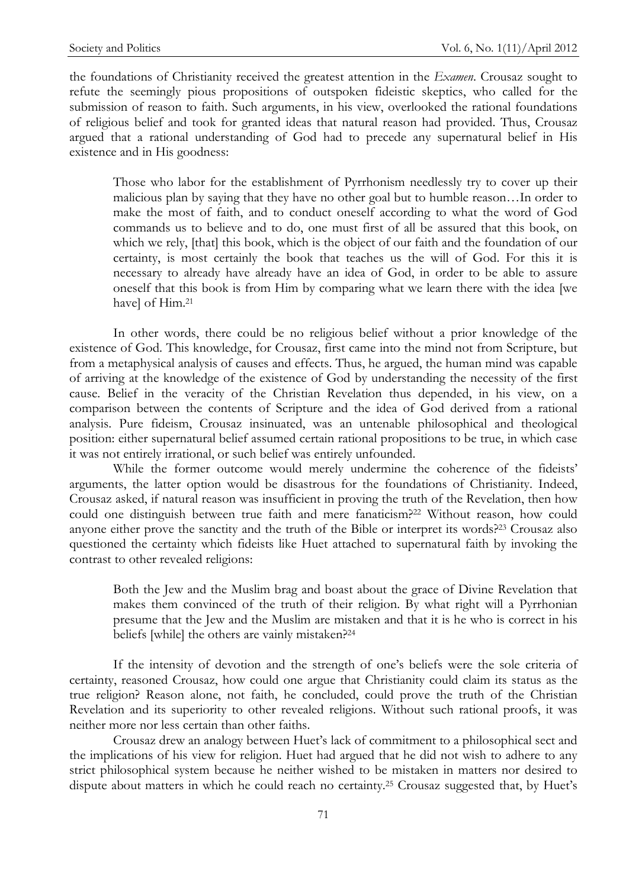the foundations of Christianity received the greatest attention in the *Examen*. Crousaz sought to refute the seemingly pious propositions of outspoken fideistic skeptics, who called for the submission of reason to faith. Such arguments, in his view, overlooked the rational foundations of religious belief and took for granted ideas that natural reason had provided. Thus, Crousaz argued that a rational understanding of God had to precede any supernatural belief in His existence and in His goodness:

> Those who labor for the establishment of Pyrrhonism needlessly try to cover up their malicious plan by saying that they have no other goal but to humble reason…In order to make the most of faith, and to conduct oneself according to what the word of God commands us to believe and to do, one must first of all be assured that this book, on which we rely, [that] this book, which is the object of our faith and the foundation of our certainty, is most certainly the book that teaches us the will of God. For this it is necessary to already have already have an idea of God, in order to be able to assure oneself that this book is from Him by comparing what we learn there with the idea [we have] of Him.[21]

In other words, there could be no religious belief without a prior knowledge of the existence of God. This knowledge, for Crousaz, first came into the mind not from Scripture, but from a metaphysical analysis of causes and effects. Thus, he argued, the human mind was capable of arriving at the knowledge of the existence of God by understanding the necessity of the first cause. Belief in the veracity of the Christian Revelation thus depended, in his view, on a comparison between the contents of Scripture and the idea of God derived from a rational analysis. Pure fideism, Crousaz insinuated, was an untenable philosophical and theological position: either supernatural belief assumed certain rational propositions to be true, in which case it was not entirely irrational, or such belief was entirely unfounded.

While the former outcome would merely undermine the coherence of the fideists' arguments, the latter option would be disastrous for the foundations of Christianity. Indeed, Crousaz asked, if natural reason was insufficient in proving the truth of the Revelation, then how could one distinguish between true faith and mere fanaticism?[22] Without reason, how could anyone either prove the sanctity and the truth of the Bible or interpret its words?[23] Crousaz also questioned the certainty which fideists like Huet attached to supernatural faith by invoking the contrast to other revealed religions:

> Both the Jew and the Muslim brag and boast about the grace of Divine Revelation that makes them convinced of the truth of their religion. By what right will a Pyrrhonian presume that the Jew and the Muslim are mistaken and that it is he who is correct in his beliefs [while] the others are vainly mistaken?[24]

If the intensity of devotion and the strength of one's beliefs were the sole criteria of certainty, reasoned Crousaz, how could one argue that Christianity could claim its status as the true religion? Reason alone, not faith, he concluded, could prove the truth of the Christian Revelation and its superiority to other revealed religions. Without such rational proofs, it was neither more nor less certain than other faiths.

Crousaz drew an analogy between Huet's lack of commitment to a philosophical sect and the implications of his view for religion. Huet had argued that he did not wish to adhere to any strict philosophical system because he neither wished to be mistaken in matters nor desired to dispute about matters in which he could reach no certainty.[25] Crousaz suggested that, by Huet's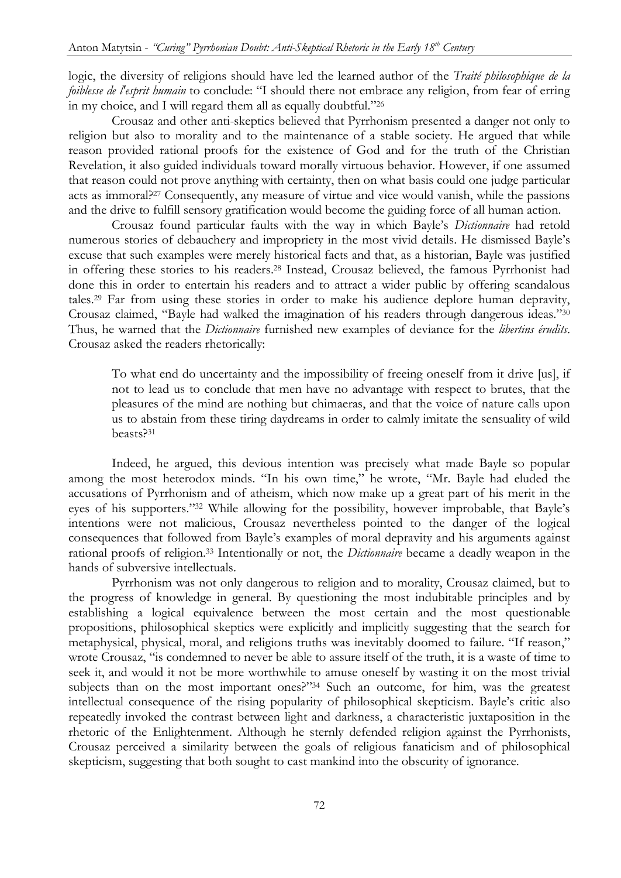logic, the diversity of religions should have led the learned author of the *Traité philosophique de la foiblesse de l'esprit humain* to conclude: "I should there not embrace any religion, from fear of erring in my choice, and I will regard them all as equally doubtful."[26]

Crousaz and other anti-skeptics believed that Pyrrhonism presented a danger not only to religion but also to morality and to the maintenance of a stable society. He argued that while reason provided rational proofs for the existence of God and for the truth of the Christian Revelation, it also guided individuals toward morally virtuous behavior. However, if one assumed that reason could not prove anything with certainty, then on what basis could one judge particular acts as immoral?[27] Consequently, any measure of virtue and vice would vanish, while the passions and the drive to fulfill sensory gratification would become the guiding force of all human action.

Crousaz found particular faults with the way in which Bayle's *Dictionnaire* had retold numerous stories of debauchery and impropriety in the most vivid details. He dismissed Bayle's excuse that such examples were merely historical facts and that, as a historian, Bayle was justified in offering these stories to his readers.[28] Instead, Crousaz believed, the famous Pyrrhonist had done this in order to entertain his readers and to attract a wider public by offering scandalous tales.[29] Far from using these stories in order to make his audience deplore human depravity, Crousaz claimed, "Bayle had walked the imagination of his readers through dangerous ideas."[30] Thus, he warned that the *Dictionnaire* furnished new examples of deviance for the *libertins érudits*. Crousaz asked the readers rhetorically:

> To what end do uncertainty and the impossibility of freeing oneself from it drive [us], if not to lead us to conclude that men have no advantage with respect to brutes, that the pleasures of the mind are nothing but chimaeras, and that the voice of nature calls upon us to abstain from these tiring daydreams in order to calmly imitate the sensuality of wild beasts?[31]

Indeed, he argued, this devious intention was precisely what made Bayle so popular among the most heterodox minds. "In his own time," he wrote, "Mr. Bayle had eluded the accusations of Pyrrhonism and of atheism, which now make up a great part of his merit in the eyes of his supporters."[32] While allowing for the possibility, however improbable, that Bayle's intentions were not malicious, Crousaz nevertheless pointed to the danger of the logical consequences that followed from Bayle's examples of moral depravity and his arguments against rational proofs of religion.[33] Intentionally or not, the *Dictionnaire* became a deadly weapon in the hands of subversive intellectuals.

Pyrrhonism was not only dangerous to religion and to morality, Crousaz claimed, but to the progress of knowledge in general. By questioning the most indubitable principles and by establishing a logical equivalence between the most certain and the most questionable propositions, philosophical skeptics were explicitly and implicitly suggesting that the search for metaphysical, physical, moral, and religions truths was inevitably doomed to failure. "If reason," wrote Crousaz, "is condemned to never be able to assure itself of the truth, it is a waste of time to seek it, and would it not be more worthwhile to amuse oneself by wasting it on the most trivial subjects than on the most important ones?"[34] Such an outcome, for him, was the greatest intellectual consequence of the rising popularity of philosophical skepticism. Bayle's critic also repeatedly invoked the contrast between light and darkness, a characteristic juxtaposition in the rhetoric of the Enlightenment. Although he sternly defended religion against the Pyrrhonists, Crousaz perceived a similarity between the goals of religious fanaticism and of philosophical skepticism, suggesting that both sought to cast mankind into the obscurity of ignorance.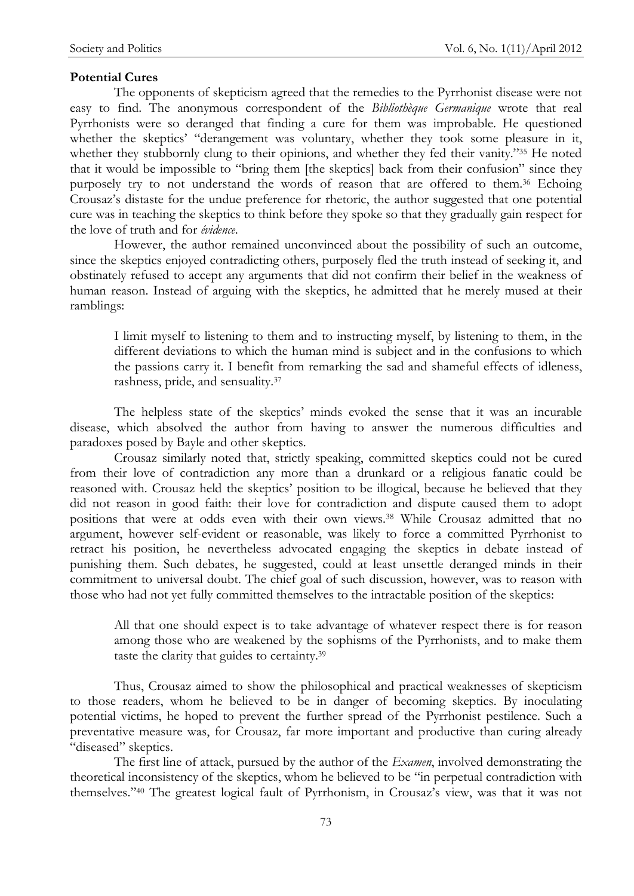**Potential Cures**

The opponents of skepticism agreed that the remedies to the Pyrrhonist disease were not easy to find. The anonymous correspondent of the *Bibliothèque Germanique* wrote that real Pyrrhonists were so deranged that finding a cure for them was improbable. He questioned whether the skeptics' "derangement was voluntary, whether they took some pleasure in it, whether they stubbornly clung to their opinions, and whether they fed their vanity."[35] He noted that it would be impossible to "bring them [the skeptics] back from their confusion" since they purposely try to not understand the words of reason that are offered to them.[36] Echoing Crousaz's distaste for the undue preference for rhetoric, the author suggested that one potential cure was in teaching the skeptics to think before they spoke so that they gradually gain respect for the love of truth and for *évidence*.

However, the author remained unconvinced about the possibility of such an outcome, since the skeptics enjoyed contradicting others, purposely fled the truth instead of seeking it, and obstinately refused to accept any arguments that did not confirm their belief in the weakness of human reason. Instead of arguing with the skeptics, he admitted that he merely mused at their ramblings:

> I limit myself to listening to them and to instructing myself, by listening to them, in the different deviations to which the human mind is subject and in the confusions to which the passions carry it. I benefit from remarking the sad and shameful effects of idleness, rashness, pride, and sensuality.[37]

The helpless state of the skeptics' minds evoked the sense that it was an incurable disease, which absolved the author from having to answer the numerous difficulties and paradoxes posed by Bayle and other skeptics.

Crousaz similarly noted that, strictly speaking, committed skeptics could not be cured from their love of contradiction any more than a drunkard or a religious fanatic could be reasoned with. Crousaz held the skeptics' position to be illogical, because he believed that they did not reason in good faith: their love for contradiction and dispute caused them to adopt positions that were at odds even with their own views.[38] While Crousaz admitted that no argument, however self-evident or reasonable, was likely to force a committed Pyrrhonist to retract his position, he nevertheless advocated engaging the skeptics in debate instead of punishing them. Such debates, he suggested, could at least unsettle deranged minds in their commitment to universal doubt. The chief goal of such discussion, however, was to reason with those who had not yet fully committed themselves to the intractable position of the skeptics:

> All that one should expect is to take advantage of whatever respect there is for reason among those who are weakened by the sophisms of the Pyrrhonists, and to make them taste the clarity that guides to certainty.[39]

Thus, Crousaz aimed to show the philosophical and practical weaknesses of skepticism to those readers, whom he believed to be in danger of becoming skeptics. By inoculating potential victims, he hoped to prevent the further spread of the Pyrrhonist pestilence. Such a preventative measure was, for Crousaz, far more important and productive than curing already "diseased" skeptics.

The first line of attack, pursued by the author of the *Examen*, involved demonstrating the theoretical inconsistency of the skeptics, whom he believed to be "in perpetual contradiction with themselves."[40] The greatest logical fault of Pyrrhonism, in Crousaz's view, was that it was not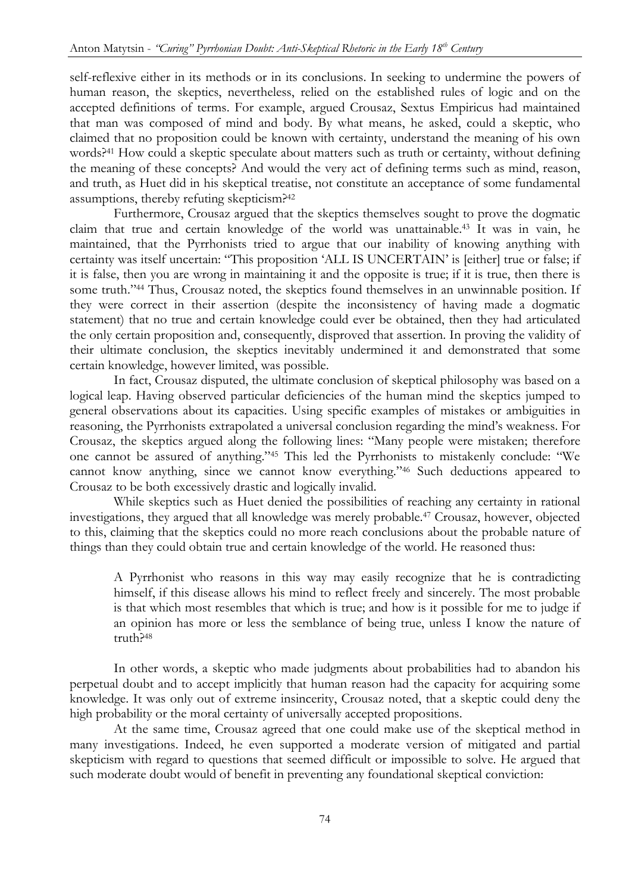self-reflexive either in its methods or in its conclusions. In seeking to undermine the powers of human reason, the skeptics, nevertheless, relied on the established rules of logic and on the accepted definitions of terms. For example, argued Crousaz, Sextus Empiricus had maintained that man was composed of mind and body. By what means, he asked, could a skeptic, who claimed that no proposition could be known with certainty, understand the meaning of his own words?[41] How could a skeptic speculate about matters such as truth or certainty, without defining the meaning of these concepts? And would the very act of defining terms such as mind, reason, and truth, as Huet did in his skeptical treatise, not constitute an acceptance of some fundamental assumptions, thereby refuting skepticism?[42]

Furthermore, Crousaz argued that the skeptics themselves sought to prove the dogmatic claim that true and certain knowledge of the world was unattainable.[43] It was in vain, he maintained, that the Pyrrhonists tried to argue that our inability of knowing anything with certainty was itself uncertain: "This proposition 'ALL IS UNCERTAIN' is [either] true or false; if it is false, then you are wrong in maintaining it and the opposite is true; if it is true, then there is some truth."[44] Thus, Crousaz noted, the skeptics found themselves in an unwinnable position. If they were correct in their assertion (despite the inconsistency of having made a dogmatic statement) that no true and certain knowledge could ever be obtained, then they had articulated the only certain proposition and, consequently, disproved that assertion. In proving the validity of their ultimate conclusion, the skeptics inevitably undermined it and demonstrated that some certain knowledge, however limited, was possible.

In fact, Crousaz disputed, the ultimate conclusion of skeptical philosophy was based on a logical leap. Having observed particular deficiencies of the human mind the skeptics jumped to general observations about its capacities. Using specific examples of mistakes or ambiguities in reasoning, the Pyrrhonists extrapolated a universal conclusion regarding the mind's weakness. For Crousaz, the skeptics argued along the following lines: "Many people were mistaken; therefore one cannot be assured of anything."[45] This led the Pyrrhonists to mistakenly conclude: "We cannot know anything, since we cannot know everything."[46] Such deductions appeared to Crousaz to be both excessively drastic and logically invalid.

While skeptics such as Huet denied the possibilities of reaching any certainty in rational investigations, they argued that all knowledge was merely probable.[47] Crousaz, however, objected to this, claiming that the skeptics could no more reach conclusions about the probable nature of things than they could obtain true and certain knowledge of the world. He reasoned thus:

> A Pyrrhonist who reasons in this way may easily recognize that he is contradicting himself, if this disease allows his mind to reflect freely and sincerely. The most probable is that which most resembles that which is true; and how is it possible for me to judge if an opinion has more or less the semblance of being true, unless I know the nature of truth?[48]

In other words, a skeptic who made judgments about probabilities had to abandon his perpetual doubt and to accept implicitly that human reason had the capacity for acquiring some knowledge. It was only out of extreme insincerity, Crousaz noted, that a skeptic could deny the high probability or the moral certainty of universally accepted propositions.

At the same time, Crousaz agreed that one could make use of the skeptical method in many investigations. Indeed, he even supported a moderate version of mitigated and partial skepticism with regard to questions that seemed difficult or impossible to solve. He argued that such moderate doubt would of benefit in preventing any foundational skeptical conviction: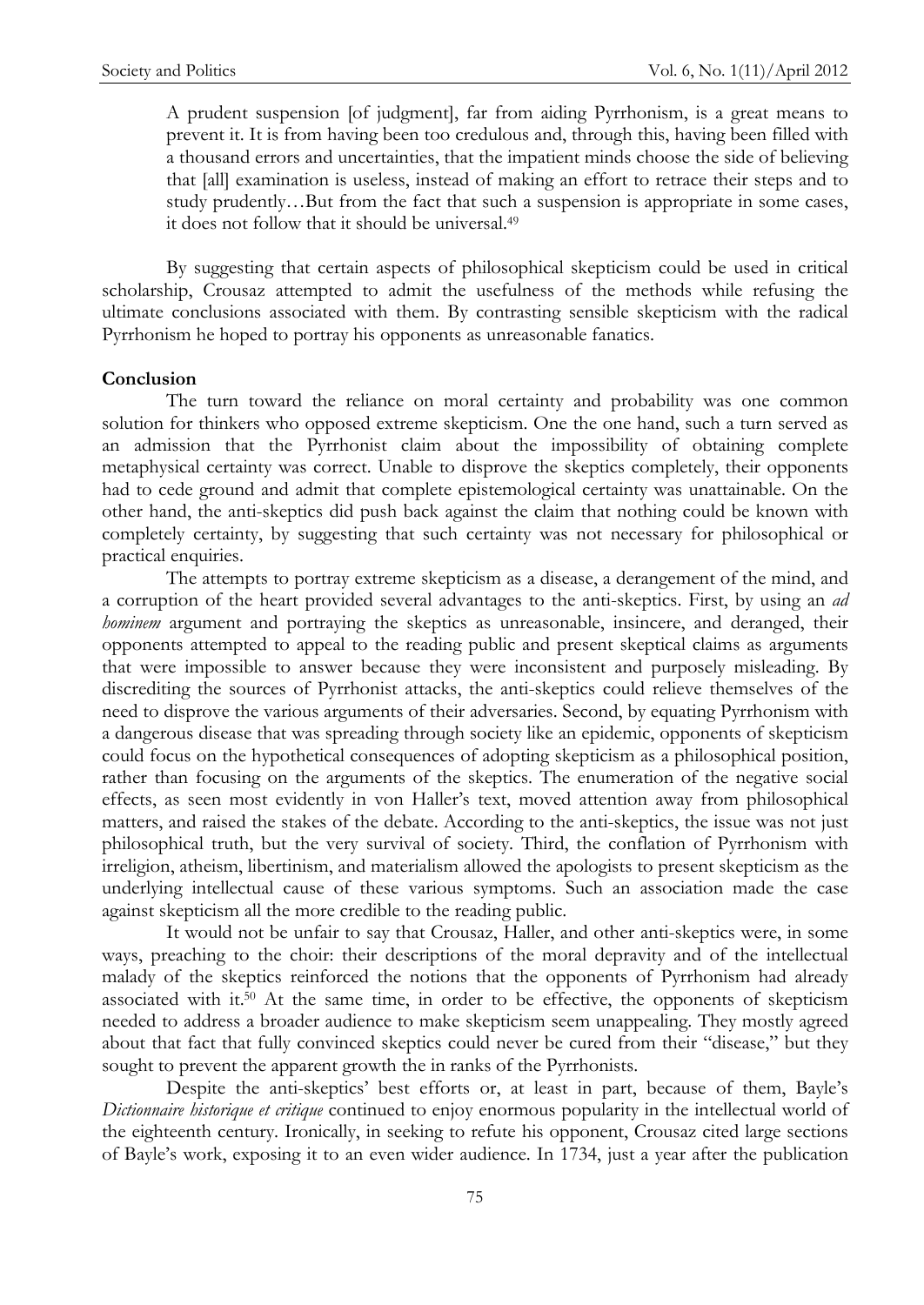> A prudent suspension [of judgment], far from aiding Pyrrhonism, is a great means to prevent it. It is from having been too credulous and, through this, having been filled with a thousand errors and uncertainties, that the impatient minds choose the side of believing that [all] examination is useless, instead of making an effort to retrace their steps and to study prudently…But from the fact that such a suspension is appropriate in some cases, it does not follow that it should be universal.[49]

By suggesting that certain aspects of philosophical skepticism could be used in critical scholarship, Crousaz attempted to admit the usefulness of the methods while refusing the ultimate conclusions associated with them. By contrasting sensible skepticism with the radical Pyrrhonism he hoped to portray his opponents as unreasonable fanatics.

**Conclusion**

The turn toward the reliance on moral certainty and probability was one common solution for thinkers who opposed extreme skepticism. One the one hand, such a turn served as an admission that the Pyrrhonist claim about the impossibility of obtaining complete metaphysical certainty was correct. Unable to disprove the skeptics completely, their opponents had to cede ground and admit that complete epistemological certainty was unattainable. On the other hand, the anti-skeptics did push back against the claim that nothing could be known with completely certainty, by suggesting that such certainty was not necessary for philosophical or practical enquiries.

The attempts to portray extreme skepticism as a disease, a derangement of the mind, and a corruption of the heart provided several advantages to the anti-skeptics. First, by using an *ad hominem* argument and portraying the skeptics as unreasonable, insincere, and deranged, their opponents attempted to appeal to the reading public and present skeptical claims as arguments that were impossible to answer because they were inconsistent and purposely misleading. By discrediting the sources of Pyrrhonist attacks, the anti-skeptics could relieve themselves of the need to disprove the various arguments of their adversaries. Second, by equating Pyrrhonism with a dangerous disease that was spreading through society like an epidemic, opponents of skepticism could focus on the hypothetical consequences of adopting skepticism as a philosophical position, rather than focusing on the arguments of the skeptics. The enumeration of the negative social effects, as seen most evidently in von Haller's text, moved attention away from philosophical matters, and raised the stakes of the debate. According to the anti-skeptics, the issue was not just philosophical truth, but the very survival of society. Third, the conflation of Pyrrhonism with irreligion, atheism, libertinism, and materialism allowed the apologists to present skepticism as the underlying intellectual cause of these various symptoms. Such an association made the case against skepticism all the more credible to the reading public.

It would not be unfair to say that Crousaz, Haller, and other anti-skeptics were, in some ways, preaching to the choir: their descriptions of the moral depravity and of the intellectual malady of the skeptics reinforced the notions that the opponents of Pyrrhonism had already associated with it.[50] At the same time, in order to be effective, the opponents of skepticism needed to address a broader audience to make skepticism seem unappealing. They mostly agreed about that fact that fully convinced skeptics could never be cured from their "disease," but they sought to prevent the apparent growth the in ranks of the Pyrrhonists.

Despite the anti-skeptics' best efforts or, at least in part, because of them, Bayle's *Dictionnaire historique et critique* continued to enjoy enormous popularity in the intellectual world of the eighteenth century. Ironically, in seeking to refute his opponent, Crousaz cited large sections of Bayle's work, exposing it to an even wider audience. In 1734, just a year after the publication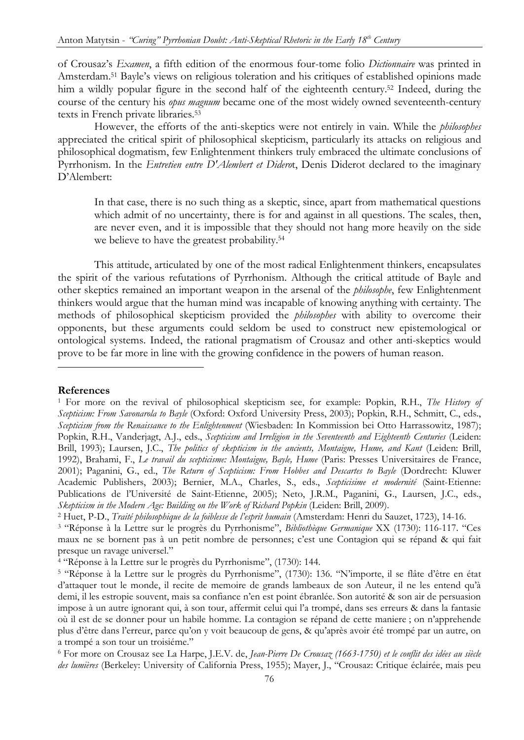of Crousaz's *Examen*, a fifth edition of the enormous four-tome folio *Dictionnaire* was printed in Amsterdam.[51] Bayle's views on religious toleration and his critiques of established opinions made him a wildly popular figure in the second half of the eighteenth century.[52] Indeed, during the course of the century his *opus magnum* became one of the most widely owned seventeenth-century texts in French private libraries.[53]

However, the efforts of the anti-skeptics were not entirely in vain. While the *philosophes* appreciated the critical spirit of philosophical skepticism, particularly its attacks on religious and philosophical dogmatism, few Enlightenment thinkers truly embraced the ultimate conclusions of Pyrrhonism. In the *Entretien entre D'Alembert et Diderot*, Denis Diderot declared to the imaginary D'Alembert:

> In that case, there is no such thing as a skeptic, since, apart from mathematical questions which admit of no uncertainty, there is for and against in all questions. The scales, then, are never even, and it is impossible that they should not hang more heavily on the side we believe to have the greatest probability.[54]

This attitude, articulated by one of the most radical Enlightenment thinkers, encapsulates the spirit of the various refutations of Pyrrhonism. Although the critical attitude of Bayle and other skeptics remained an important weapon in the arsenal of the *philosophe*, few Enlightenment thinkers would argue that the human mind was incapable of knowing anything with certainty. The methods of philosophical skepticism provided the *philosophes* with ability to overcome their opponents, but these arguments could seldom be used to construct new epistemological or ontological systems. Indeed, the rational pragmatism of Crousaz and other anti-skeptics would prove to be far more in line with the growing confidence in the powers of human reason.

## References

[1] For more on the revival of philosophical skepticism see, for example: Popkin, R.H., *The History of Scepticism: From Savonarola to Bayle* (Oxford: Oxford University Press, 2003); Popkin, R.H., Schmitt, C., eds., *Scepticism from the Renaissance to the Enlightenment* (Wiesbaden: In Kommission bei Otto Harrassowitz, 1987); Popkin, R.H., Vanderjagt, A.J., eds., *Scepticism and Irreligion in the Seventeenth and Eighteenth Centuries* (Leiden: Brill, 1993); Laursen, J.C., *The politics of skepticism in the ancients, Montaigne, Hume, and Kant* (Leiden: Brill, 1992), Brahami, F., *Le travail du scepticisme: Montaigne, Bayle, Hume* (Paris: Presses Universitaires de France, 2001); Paganini, G., ed., *The Return of Scepticism: From Hobbes and Descartes to Bayle* (Dordrecht: Kluwer Academic Publishers, 2003); Bernier, M.A., Charles, S., eds., *Scepticisime et modernité* (Saint-Etienne: Publications de l'Université de Saint-Etienne, 2005); Neto, J.R.M., Paganini, G., Laursen, J.C., eds., *Skepticism in the Modern Age: Building on the Work of Richard Popkin* (Leiden: Brill, 2009).

[2] Huet, P-D., *Traité philosophique de la foiblesse de l'esprit humain* (Amsterdam: Henri du Sauzet, 1723), 14-16.

[3] "Réponse à la Lettre sur le progrès du Pyrrhonisme", *Bibliothèque Germanique* XX (1730): 116-117. "Ces maux ne se bornent pas à un petit nombre de personnes; c'est une Contagion qui se répand & qui fait presque un ravage universel."

[4] "Réponse à la Lettre sur le progrès du Pyrrhonisme", (1730): 144.

[5] "Réponse à la Lettre sur le progrès du Pyrrhonisme", (1730): 136. "N'importe, il se flâte d'être en état d'attaquer tout le monde, il recite de memoire de grands lambeaux de son Auteur, il ne les entend qu'à demi, il les estropie souvent, mais sa confiance n'en est point ébranlée. Son autorité & son air de persuasion impose à un autre ignorant qui, à son tour, affermit celui qui l'a trompé, dans ses erreurs & dans la fantasie où il est de se donner pour un habile homme. La contagion se répand de cette maniere ; on n'apprehende plus d'être dans l'erreur, parce qu'on y voit beaucoup de gens, & qu'après avoir été trompé par un autre, on a trompé a son tour un troisiéme."

[6] For more on Crousaz see La Harpe, J.E.V. de, *Jean-Pierre De Crousaz (1663-1750) et le conflit des idées au siècle des lumières* (Berkeley: University of California Press, 1955); Mayer, J., "Crousaz: Critique éclairée, mais peu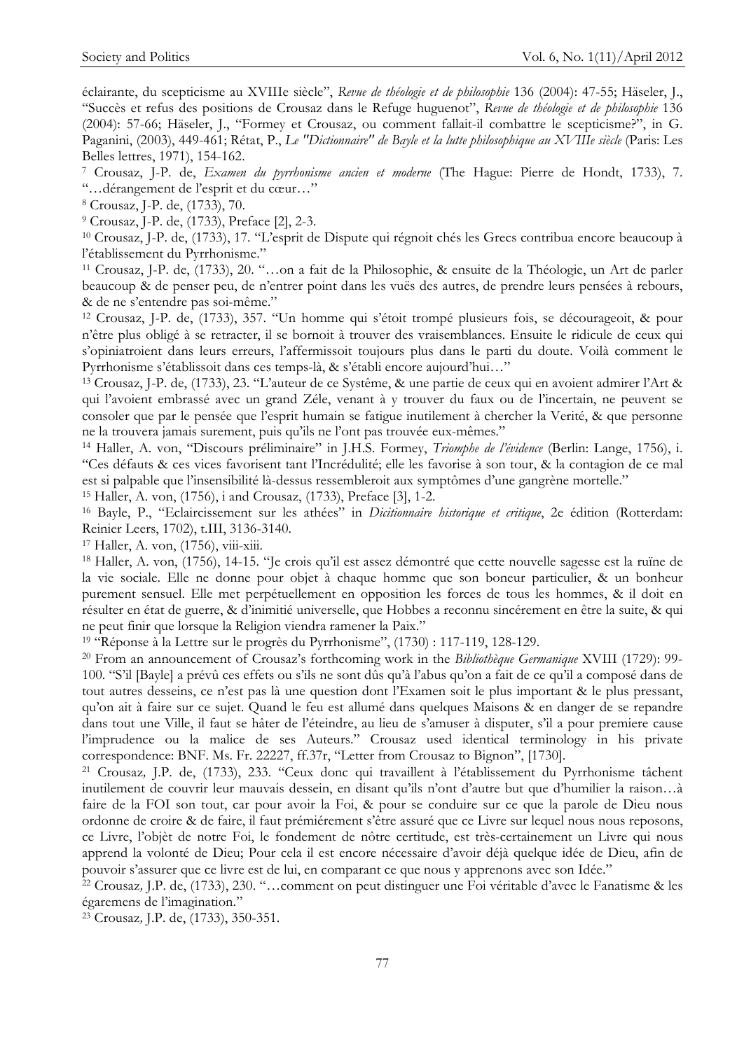éclairante, du scepticisme au XVIIIe siècle", *Revue de théologie et de philosophie* 136 (2004): 47-55; Häseler, J., "Succès et refus des positions de Crousaz dans le Refuge huguenot", *Revue de théologie et de philosophie* 136 (2004): 57-66; Häseler, J., "Formey et Crousaz, ou comment fallait-il combattre le scepticisme?", in G. Paganini, (2003), 449-461; Rétat, P., *Le "Dictionnaire" de Bayle et la lutte philosophique au XVIIIe siècle* (Paris: Les Belles lettres, 1971), 154-162.

[7] Crousaz, J-P. de, *Examen du pyrrhonisme ancien et moderne* (The Hague: Pierre de Hondt, 1733), 7. "…dérangement de l'esprit et du cœur…"

[8] Crousaz, J-P. de, (1733), 70.

[9] Crousaz, J-P. de, (1733), Preface [2], 2-3.

[10] Crousaz, J-P. de, (1733), 17. "L'esprit de Dispute qui régnoit chés les Grecs contribua encore beaucoup à l'établissement du Pyrrhonisme."

[11] Crousaz, J-P. de, (1733), 20. "…on a fait de la Philosophie, & ensuite de la Théologie, un Art de parler beaucoup & de penser peu, de n'entrer point dans les vuës des autres, de prendre leurs pensées à rebours, & de ne s'entendre pas soi-même."

[12] Crousaz, J-P. de, (1733), 357. "Un homme qui s'étoit trompé plusieurs fois, se décourageoit, & pour n'être plus obligé à se retracter, il se bornoit à trouver des vraisemblances. Ensuite le ridicule de ceux qui s'opiniatroient dans leurs erreurs, l'affermissoit toujours plus dans le parti du doute. Voilà comment le Pyrrhonisme s'établissoit dans ces temps-là, & s'établi encore aujourd'hui…"

[13] Crousaz, J-P. de, (1733), 23. "L'auteur de ce Systême, & une partie de ceux qui en avoient admirer l'Art & qui l'avoient embrassé avec un grand Zéle, venant à y trouver du faux ou de l'incertain, ne peuvent se consoler que par le pensée que l'esprit humain se fatigue inutilement à chercher la Verité, & que personne ne la trouvera jamais surement, puis qu'ils ne l'ont pas trouvée eux-mêmes."

[14] Haller, A. von, "Discours préliminaire" in J.H.S. Formey, *Triomphe de l'évidence* (Berlin: Lange, 1756), i. "Ces défauts & ces vices favorisent tant l'Incrédulité; elle les favorise à son tour, & la contagion de ce mal est si palpable que l'insensibilité là-dessus ressembleroit aux symptômes d'une gangrène mortelle."

[15] Haller, A. von, (1756), i and Crousaz, (1733), Preface [3], 1-2.

[16] Bayle, P., "Eclaircissement sur les athées" in *Dicitionnaire historique et critique*, 2e édition (Rotterdam: Reinier Leers, 1702), t.III, 3136-3140.

[17] Haller, A. von, (1756), viii-xiii.

[18] Haller, A. von, (1756), 14-15. "Je crois qu'il est assez démontré que cette nouvelle sagesse est la ruïne de la vie sociale. Elle ne donne pour objet à chaque homme que son boneur particulier, & un bonheur purement sensuel. Elle met perpétuellement en opposition les forces de tous les hommes, & il doit en résulter en état de guerre, & d'inimitié universelle, que Hobbes a reconnu sincérement en être la suite, & qui ne peut finir que lorsque la Religion viendra ramener la Paix."

[19] "Réponse à la Lettre sur le progrès du Pyrrhonisme", (1730) : 117-119, 128-129.

[20] From an announcement of Crousaz's forthcoming work in the *Bibliothèque Germanique* XVIII (1729): 99-100. "S'il [Bayle] a prévû ces effets ou s'ils ne sont dûs qu'à l'abus qu'on a fait de ce qu'il a composé dans de tout autres desseins, ce n'est pas là une question dont l'Examen soit le plus important & le plus pressant, qu'on ait à faire sur ce sujet. Quand le feu est allumé dans quelques Maisons & en danger de se repandre dans tout une Ville, il faut se hâter de l'éteindre, au lieu de s'amuser à disputer, s'il a pour premiere cause l'imprudence ou la malice de ses Auteurs." Crousaz used identical terminology in his private correspondence: BNF. Ms. Fr. 22227, ff.37r, "Letter from Crousaz to Bignon", [1730].

[21] Crousaz, J.P. de, (1733), 233. "Ceux donc qui travaillent à l'établissement du Pyrrhonisme tâchent inutilement de couvrir leur mauvais dessein, en disant qu'ils n'ont d'autre but que d'humilier la raison…à faire de la FOI son tout, car pour avoir la Foi, & pour se conduire sur ce que la parole de Dieu nous ordonne de croire & de faire, il faut prémiérement s'être assuré que ce Livre sur lequel nous nous reposons, ce Livre, l'objèt de notre Foi, le fondement de nôtre certitude, est très-certainement un Livre qui nous apprend la volonté de Dieu; Pour cela il est encore nécessaire d'avoir déjà quelque idée de Dieu, afin de pouvoir s'assurer que ce livre est de lui, en comparant ce que nous y apprenons avec son Idée."

[22] Crousaz, J.P. de, (1733), 230. "…comment on peut distinguer une Foi véritable d'avec le Fanatisme & les égaremens de l'imagination."

[23] Crousaz, J.P. de, (1733), 350-351.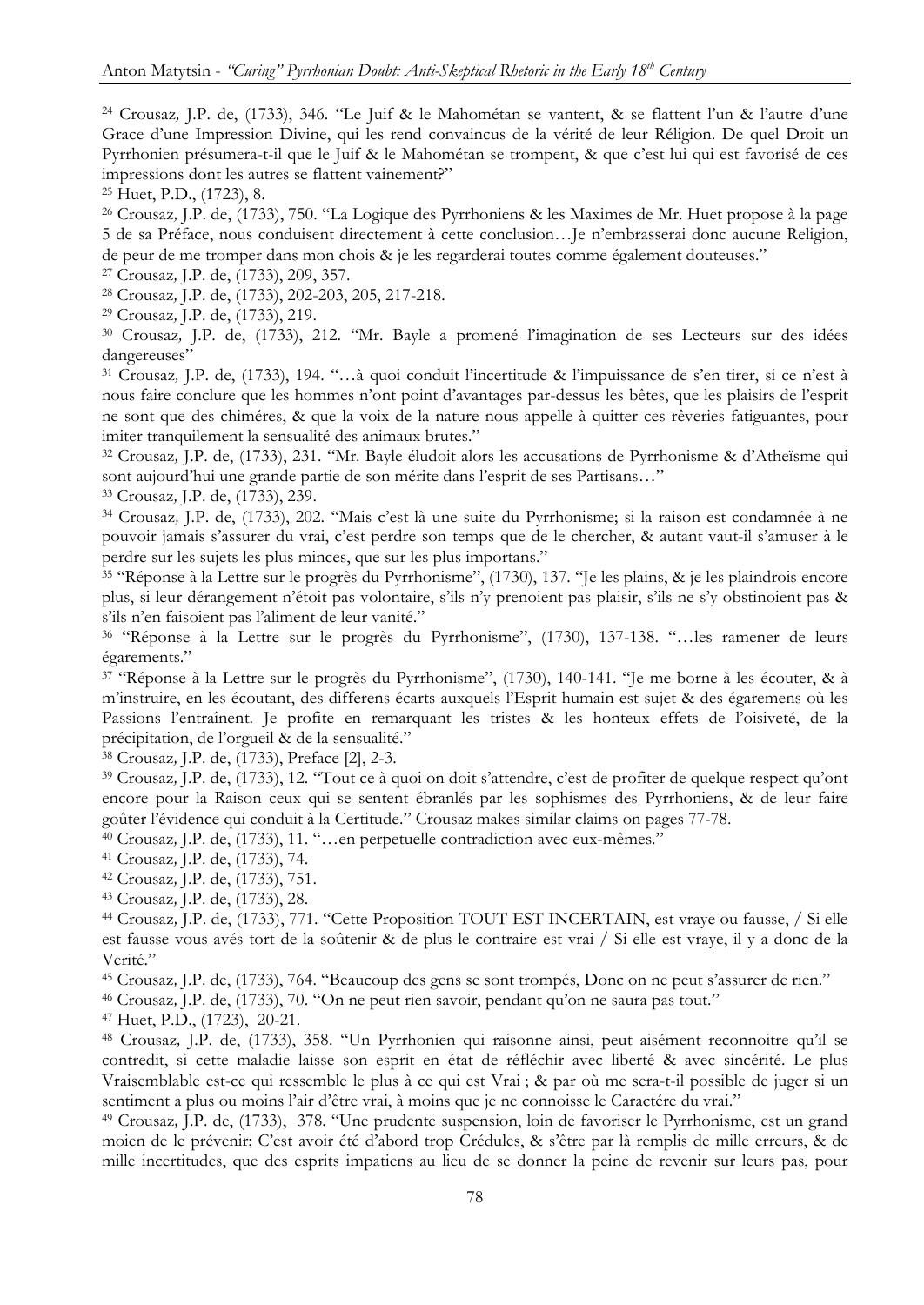[24] Crousaz, J.P. de, (1733), 346. "Le Juif & le Mahométan se vantent, & se flattent l'un & l'autre d'une Grace d'une Impression Divine, qui les rend convaincus de la vérité de leur Réligion. De quel Droit un Pyrrhonien présumera-t-il que le Juif & le Mahométan se trompent, & que c'est lui qui est favorisé de ces impressions dont les autres se flattent vainement?"

[25] Huet, P.D., (1723), 8.

[26] Crousaz, J.P. de, (1733), 750. "La Logique des Pyrrhoniens & les Maximes de Mr. Huet propose à la page 5 de sa Préface, nous conduisent directement à cette conclusion…Je n'embrasserai donc aucune Religion, de peur de me tromper dans mon chois & je les regarderai toutes comme également douteuses."

[27] Crousaz, J.P. de, (1733), 209, 357.

[28] Crousaz, J.P. de, (1733), 202-203, 205, 217-218.

[29] Crousaz, J.P. de, (1733), 219.

[30] Crousaz, J.P. de, (1733), 212. "Mr. Bayle a promené l'imagination de ses Lecteurs sur des idées dangereuses"

[31] Crousaz, J.P. de, (1733), 194. "…à quoi conduit l'incertitude & l'impuissance de s'en tirer, si ce n'est à nous faire conclure que les hommes n'ont point d'avantages par-dessus les bêtes, que les plaisirs de l'esprit ne sont que des chiméres, & que la voix de la nature nous appelle à quitter ces rêveries fatiguantes, pour imiter tranquilement la sensualité des animaux brutes."

[32] Crousaz, J.P. de, (1733), 231. "Mr. Bayle éludoit alors les accusations de Pyrrhonisme & d'Atheïsme qui sont aujourd'hui une grande partie de son mérite dans l'esprit de ses Partisans…"

[33] Crousaz, J.P. de, (1733), 239.

[34] Crousaz, J.P. de, (1733), 202. "Mais c'est là une suite du Pyrrhonisme; si la raison est condamnée à ne pouvoir jamais s'assurer du vrai, c'est perdre son temps que de le chercher, & autant vaut-il s'amuser à le perdre sur les sujets les plus minces, que sur les plus importans."

[35] "Réponse à la Lettre sur le progrès du Pyrrhonisme", (1730), 137. "Je les plains, & je les plaindrois encore plus, si leur dérangement n'étoit pas volontaire, s'ils n'y prenoient pas plaisir, s'ils ne s'y obstinoient pas & s'ils n'en faisoient pas l'aliment de leur vanité."

[36] "Réponse à la Lettre sur le progrès du Pyrrhonisme", (1730), 137-138. "…les ramener de leurs égarements."

[37] "Réponse à la Lettre sur le progrès du Pyrrhonisme", (1730), 140-141. "Je me borne à les écouter, & à m'instruire, en les écoutant, des differens écarts auxquels l'Esprit humain est sujet & des égaremens où les Passions l'entraînent. Je profite en remarquant les tristes & les honteux effets de l'oisiveté, de la précipitation, de l'orgueil & de la sensualité."

[38] Crousaz, J.P. de, (1733), Preface [2], 2-3.

[39] Crousaz, J.P. de, (1733), 12. "Tout ce à quoi on doit s'attendre, c'est de profiter de quelque respect qu'ont encore pour la Raison ceux qui se sentent ébranlés par les sophismes des Pyrrhoniens, & de leur faire goûter l'évidence qui conduit à la Certitude." Crousaz makes similar claims on pages 77-78.

[40] Crousaz, J.P. de, (1733), 11. "…en perpetuelle contradiction avec eux-mêmes."

[41] Crousaz, J.P. de, (1733), 74.

[42] Crousaz, J.P. de, (1733), 751.

[43] Crousaz, J.P. de, (1733), 28.

[44] Crousaz, J.P. de, (1733), 771. "Cette Proposition TOUT EST INCERTAIN, est vraye ou fausse, / Si elle est fausse vous avés tort de la soûtenir & de plus le contraire est vrai / Si elle est vraye, il y a donc de la Verité."

[45] Crousaz, J.P. de, (1733), 764. "Beaucoup des gens se sont trompés, Donc on ne peut s'assurer de rien."

[46] Crousaz, J.P. de, (1733), 70. "On ne peut rien savoir, pendant qu'on ne saura pas tout."

[47] Huet, P.D., (1723), 20-21.

[48] Crousaz, J.P. de, (1733), 358. "Un Pyrrhonien qui raisonne ainsi, peut aisément reconnoitre qu'il se contredit, si cette maladie laisse son esprit en état de réfléchir avec liberté & avec sincérité. Le plus Vraisemblable est-ce qui ressemble le plus à ce qui est Vrai ; & par où me sera-t-il possible de juger si un sentiment a plus ou moins l'air d'être vrai, à moins que je ne connoisse le Caractére du vrai."

[49] Crousaz, J.P. de, (1733), 378. "Une prudente suspension, loin de favoriser le Pyrrhonisme, est un grand moien de le prévenir; C'est avoir été d'abord trop Crédules, & s'être par là remplis de mille erreurs, & de mille incertitudes, que des esprits impatiens au lieu de se donner la peine de revenir sur leurs pas, pour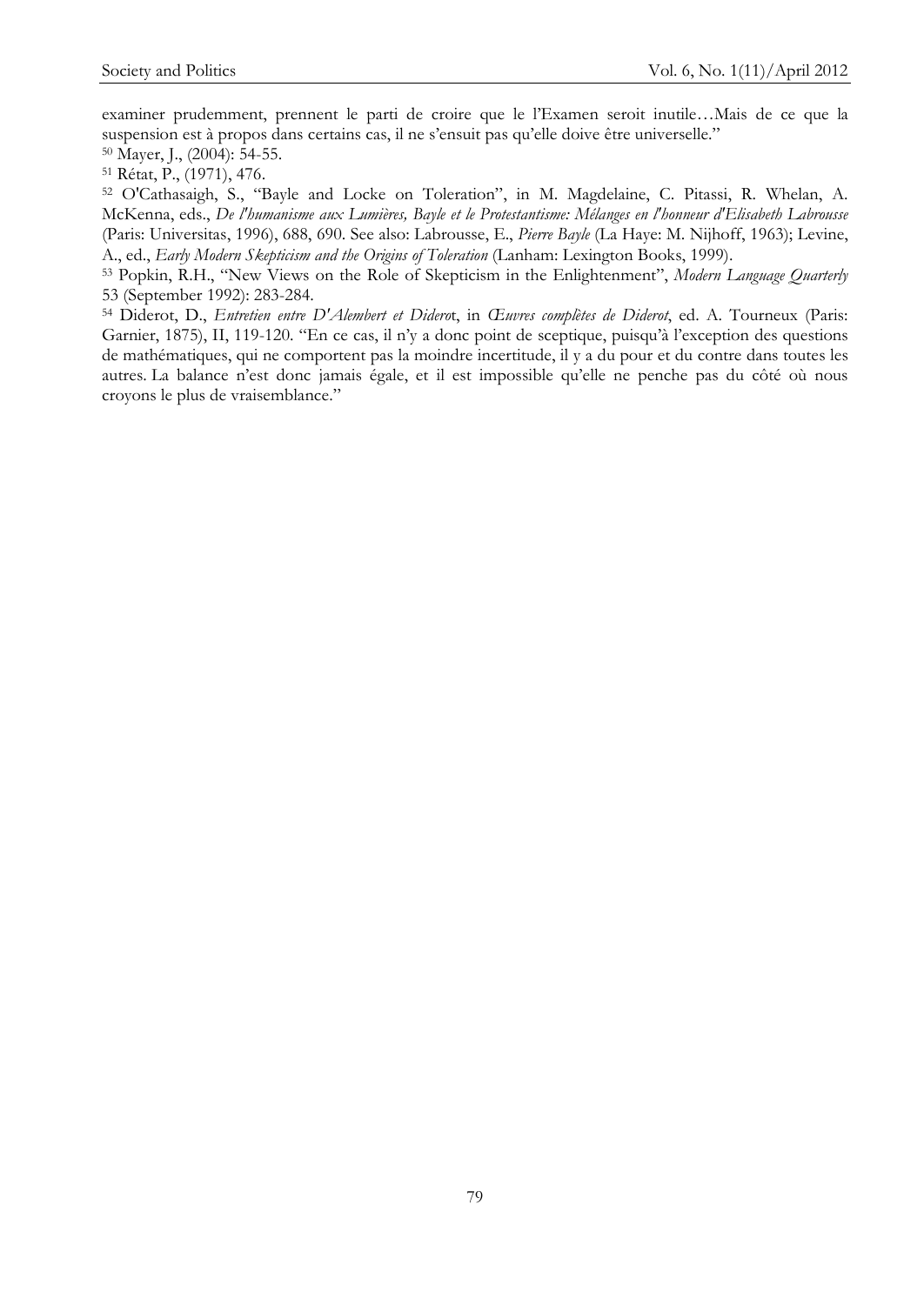examiner prudemment, prennent le parti de croire que le l'Examen seroit inutile…Mais de ce que la suspension est à propos dans certains cas, il ne s'ensuit pas qu'elle doive être universelle."

[50] Mayer, J., (2004): 54-55.

[51] Rétat, P., (1971), 476.

[52] O'Cathasaigh, S., "Bayle and Locke on Toleration", in M. Magdelaine, C. Pitassi, R. Whelan, A. McKenna, eds., *De l'humanisme aux Lumières, Bayle et le Protestantisme: Mélanges en l'honneur d'Elisabeth Labrousse* (Paris: Universitas, 1996), 688, 690. See also: Labrousse, E., *Pierre Bayle* (La Haye: M. Nijhoff, 1963); Levine, A., ed., *Early Modern Skepticism and the Origins of Toleration* (Lanham: Lexington Books, 1999).

[53] Popkin, R.H., "New Views on the Role of Skepticism in the Enlightenment", *Modern Language Quarterly* 53 (September 1992): 283-284.

[54] Diderot, D., *Entretien entre D'Alembert et Diderot*, in *Œuvres complètes de Diderot*, ed. A. Tourneux (Paris: Garnier, 1875), II, 119-120. "En ce cas, il n'y a donc point de sceptique, puisqu'à l'exception des questions de mathématiques, qui ne comportent pas la moindre incertitude, il y a du pour et du contre dans toutes les autres. La balance n'est donc jamais égale, et il est impossible qu'elle ne penche pas du côté où nous croyons le plus de vraisemblance."